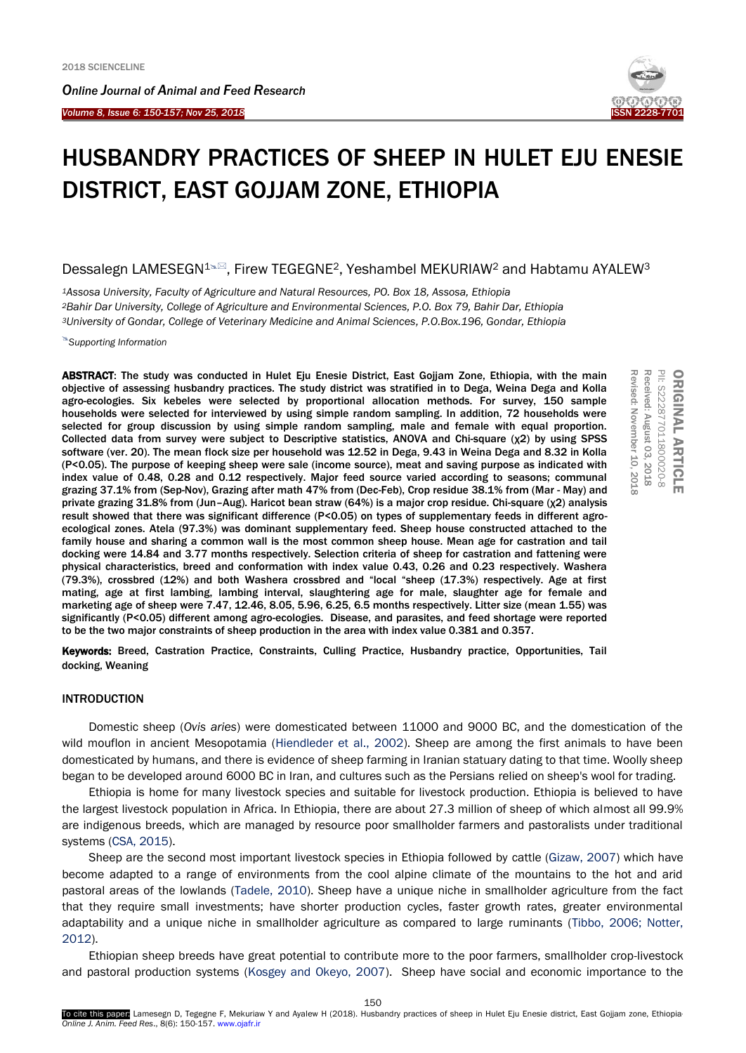# HUSBANDRY PRACTICES OF SHEEP IN HULET EJU ENESIE DISTRICT, EAST GOJJAM ZONE, ETHIOPIA

Dessalegn LAMESEGN[1], Firew TEGEGNE[2], Yeshambel MEKURIAW[2] and Habtamu AYALEW[3]

[1]*Assosa University, Faculty of Agriculture and Natural Resources, PO. Box 18, Assosa, Ethiopia*
[2]*Bahir Dar University, College of Agriculture and Environmental Sciences, P.O. Box 79, Bahir Dar, Ethiopia*
[3]*University of Gondar, College of Veterinary Medicine and Animal Sciences, P.O.Box.196, Gondar, Ethiopia*

*Supporting Information*

**ORIGINAL ARTICLE**
PII: S222877011800020-8
Received: August 03, 2018
Revised: November 10, 2018

**ABSTRACT: The study was conducted in Hulet Eju Enesie District, East Gojjam Zone, Ethiopia, with the main objective of assessing husbandry practices. The study district was stratified in to Dega, Weina Dega and Kolla agro-ecologies. Six kebeles were selected by proportional allocation methods. For survey, 150 sample households were selected for interviewed by using simple random sampling. In addition, 72 households were selected for group discussion by using simple random sampling, male and female with equal proportion. Collected data from survey were subject to Descriptive statistics, ANOVA and Chi-square ($\chi 2$) by using SPSS software (ver. 20). The mean flock size per household was 12.52 in Dega, 9.43 in Weina Dega and 8.32 in Kolla ($P<0.05$). The purpose of keeping sheep were sale (income source), meat and saving purpose as indicated with index value of 0.48, 0.28 and 0.12 respectively. Major feed source varied according to seasons; communal grazing 37.1% from (Sep-Nov), Grazing after math 47% from (Dec-Feb), Crop residue 38.1% from (Mar - May) and private grazing 31.8% from (Jun–Aug). Haricot bean straw (64%) is a major crop residue. Chi-square ($\chi 2$) analysis result showed that there was significant difference ($P<0.05$) on types of supplementary feeds in different agro-ecological zones. Atela (97.3%) was dominant supplementary feed. Sheep house constructed attached to the family house and sharing a common wall is the most common sheep house. Mean age for castration and tail docking were 14.84 and 3.77 months respectively. Selection criteria of sheep for castration and fattening were physical characteristics, breed and conformation with index value 0.43, 0.26 and 0.23 respectively. Washera (79.3%), crossbred (12%) and both Washera crossbred and "local "sheep (17.3%) respectively. Age at first mating, age at first lambing, lambing interval, slaughtering age for male, slaughter age for female and marketing age of sheep were 7.47, 12.46, 8.05, 5.96, 6.25, 6.5 months respectively. Litter size (mean 1.55) was significantly ($P<0.05$) different among agro-ecologies. Disease, and parasites, and feed shortage were reported to be the two major constraints of sheep production in the area with index value 0.381 and 0.357.**

**Keywords: Breed, Castration Practice, Constraints, Culling Practice, Husbandry practice, Opportunities, Tail docking, Weaning**

## INTRODUCTION

Domestic sheep (*Ovis aries*) were domesticated between 11000 and 9000 BC, and the domestication of the wild mouflon in ancient Mesopotamia (Hiendleder et al., 2002). Sheep are among the first animals to have been domesticated by humans, and there is evidence of sheep farming in Iranian statuary dating to that time. Woolly sheep began to be developed around 6000 BC in Iran, and cultures such as the Persians relied on sheep's wool for trading.

Ethiopia is home for many livestock species and suitable for livestock production. Ethiopia is believed to have the largest livestock population in Africa. In Ethiopia, there are about 27.3 million of sheep of which almost all 99.9% are indigenous breeds, which are managed by resource poor smallholder farmers and pastoralists under traditional systems (CSA, 2015).

Sheep are the second most important livestock species in Ethiopia followed by cattle (Gizaw, 2007) which have become adapted to a range of environments from the cool alpine climate of the mountains to the hot and arid pastoral areas of the lowlands (Tadele, 2010). Sheep have a unique niche in smallholder agriculture from the fact that they require small investments; have shorter production cycles, faster growth rates, greater environmental adaptability and a unique niche in smallholder agriculture as compared to large ruminants (Tibbo, 2006; Notter, 2012).

Ethiopian sheep breeds have great potential to contribute more to the poor farmers, smallholder crop-livestock and pastoral production systems (Kosgey and Okeyo, 2007). Sheep have social and economic importance to the

To cite this paper: Lamesegn D, Tegegne F, Mekuriaw Y and Ayalew H (2018). Husbandry practices of sheep in Hulet Eju Enesie district, East Gojjam zone, Ethiopia. *Online J. Anim. Feed Res.*, 8(6): 150-157. www.ojafr.ir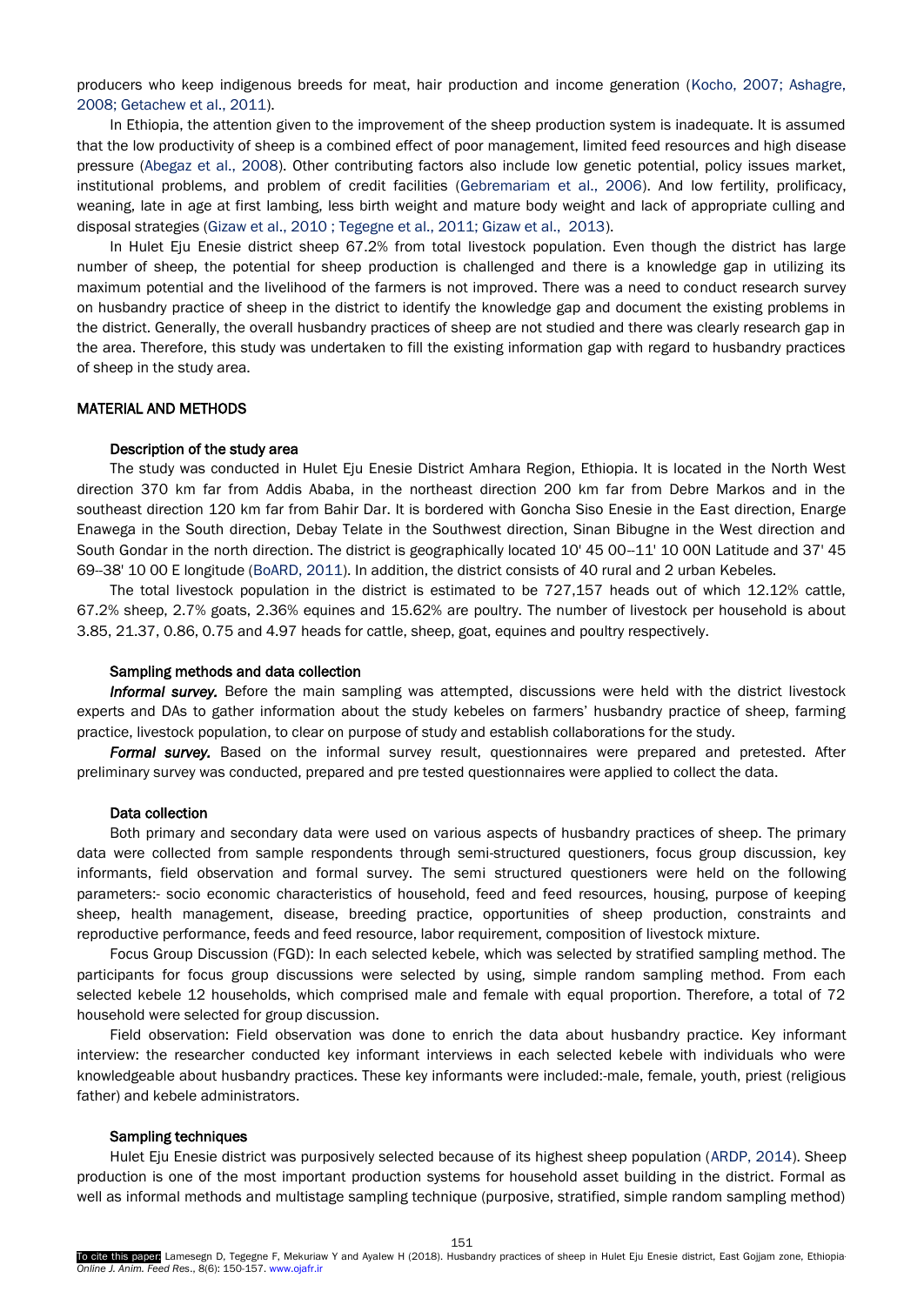producers who keep indigenous breeds for meat, hair production and income generation (Kocho, 2007; Ashagre, 2008; Getachew et al., 2011).

In Ethiopia, the attention given to the improvement of the sheep production system is inadequate. It is assumed that the low productivity of sheep is a combined effect of poor management, limited feed resources and high disease pressure (Abegaz et al., 2008). Other contributing factors also include low genetic potential, policy issues market, institutional problems, and problem of credit facilities (Gebremariam et al., 2006). And low fertility, prolificacy, weaning, late in age at first lambing, less birth weight and mature body weight and lack of appropriate culling and disposal strategies (Gizaw et al., 2010 ; Tegegne et al., 2011; Gizaw et al., 2013).

In Hulet Eju Enesie district sheep 67.2% from total livestock population. Even though the district has large number of sheep, the potential for sheep production is challenged and there is a knowledge gap in utilizing its maximum potential and the livelihood of the farmers is not improved. There was a need to conduct research survey on husbandry practice of sheep in the district to identify the knowledge gap and document the existing problems in the district. Generally, the overall husbandry practices of sheep are not studied and there was clearly research gap in the area. Therefore, this study was undertaken to fill the existing information gap with regard to husbandry practices of sheep in the study area.

## MATERIAL AND METHODS

### Description of the study area

The study was conducted in Hulet Eju Enesie District Amhara Region, Ethiopia. It is located in the North West direction 370 km far from Addis Ababa, in the northeast direction 200 km far from Debre Markos and in the southeast direction 120 km far from Bahir Dar. It is bordered with Goncha Siso Enesie in the East direction, Enarge Enawega in the South direction, Debay Telate in the Southwest direction, Sinan Bibugne in the West direction and South Gondar in the north direction. The district is geographically located 10' 45 00--11' 10 00N Latitude and 37' 45 69--38' 10 00 E longitude (BoARD, 2011). In addition, the district consists of 40 rural and 2 urban Kebeles.

The total livestock population in the district is estimated to be 727,157 heads out of which 12.12% cattle, 67.2% sheep, 2.7% goats, 2.36% equines and 15.62% are poultry. The number of livestock per household is about 3.85, 21.37, 0.86, 0.75 and 4.97 heads for cattle, sheep, goat, equines and poultry respectively.

### Sampling methods and data collection

***Informal survey.*** Before the main sampling was attempted, discussions were held with the district livestock experts and DAs to gather information about the study kebeles on farmers' husbandry practice of sheep, farming practice, livestock population, to clear on purpose of study and establish collaborations for the study.

***Formal survey.*** Based on the informal survey result, questionnaires were prepared and pretested. After preliminary survey was conducted, prepared and pre tested questionnaires were applied to collect the data.

### Data collection

Both primary and secondary data were used on various aspects of husbandry practices of sheep. The primary data were collected from sample respondents through semi-structured questioners, focus group discussion, key informants, field observation and formal survey. The semi structured questioners were held on the following parameters:- socio economic characteristics of household, feed and feed resources, housing, purpose of keeping sheep, health management, disease, breeding practice, opportunities of sheep production, constraints and reproductive performance, feeds and feed resource, labor requirement, composition of livestock mixture.

Focus Group Discussion (FGD): In each selected kebele, which was selected by stratified sampling method. The participants for focus group discussions were selected by using, simple random sampling method. From each selected kebele 12 households, which comprised male and female with equal proportion. Therefore, a total of 72 household were selected for group discussion.

Field observation: Field observation was done to enrich the data about husbandry practice. Key informant interview: the researcher conducted key informant interviews in each selected kebele with individuals who were knowledgeable about husbandry practices. These key informants were included:-male, female, youth, priest (religious father) and kebele administrators.

### Sampling techniques

Hulet Eju Enesie district was purposively selected because of its highest sheep population (ARDP, 2014). Sheep production is one of the most important production systems for household asset building in the district. Formal as well as informal methods and multistage sampling technique (purposive, stratified, simple random sampling method)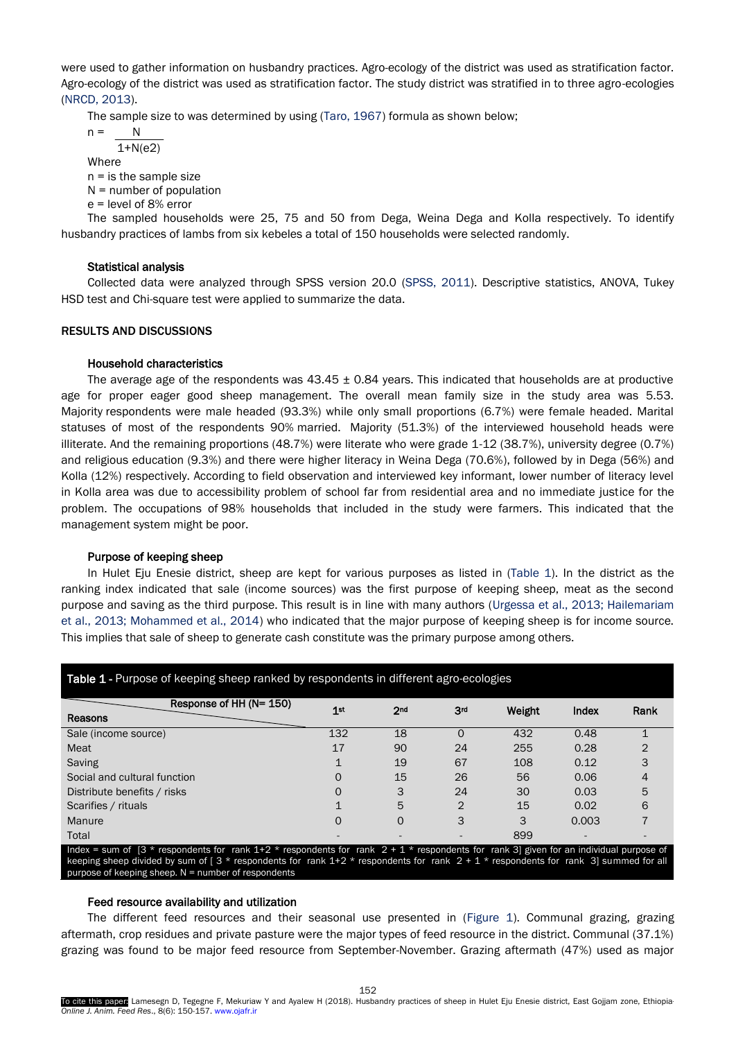were used to gather information on husbandry practices. Agro-ecology of the district was used as stratification factor. Agro-ecology of the district was used as stratification factor. The study district was stratified in to three agro-ecologies (NRCD, 2013).

The sample size to was determined by using (Taro, 1967) formula as shown below;

$$n = \frac{N}{1+N(e2)}$$

Where

n = is the sample size

N = number of population

e = level of 8% error

The sampled households were 25, 75 and 50 from Dega, Weina Dega and Kolla respectively. To identify husbandry practices of lambs from six kebeles a total of 150 households were selected randomly.

### Statistical analysis

Collected data were analyzed through SPSS version 20.0 (SPSS, 2011). Descriptive statistics, ANOVA, Tukey HSD test and Chi-square test were applied to summarize the data.

## RESULTS AND DISCUSSIONS

### Household characteristics

The average age of the respondents was 43.45 ± 0.84 years. This indicated that households are at productive age for proper eager good sheep management. The overall mean family size in the study area was 5.53. Majority respondents were male headed (93.3%) while only small proportions (6.7%) were female headed. Marital statuses of most of the respondents 90% married. Majority (51.3%) of the interviewed household heads were illiterate. And the remaining proportions (48.7%) were literate who were grade 1-12 (38.7%), university degree (0.7%) and religious education (9.3%) and there were higher literacy in Weina Dega (70.6%), followed by in Dega (56%) and Kolla (12%) respectively. According to field observation and interviewed key informant, lower number of literacy level in Kolla area was due to accessibility problem of school far from residential area and no immediate justice for the problem. The occupations of 98% households that included in the study were farmers. This indicated that the management system might be poor.

### Purpose of keeping sheep

In Hulet Eju Enesie district, sheep are kept for various purposes as listed in (Table 1). In the district as the ranking index indicated that sale (income sources) was the first purpose of keeping sheep, meat as the second purpose and saving as the third purpose. This result is in line with many authors (Urgessa et al., 2013; Hailemariam et al., 2013; Mohammed et al., 2014) who indicated that the major purpose of keeping sheep is for income source. This implies that sale of sheep to generate cash constitute was the primary purpose among others.

**Table 1** - Purpose of keeping sheep ranked by respondents in different agro-ecologies

| Reasons \ Response of HH (N= 150) | 1st | 2nd | 3rd | Weight | Index | Rank |
|---|---|---|---|---|---|---|
| Sale (income source) | 132 | 18 | 0 | 432 | 0.48 | 1 |
| Meat | 17 | 90 | 24 | 255 | 0.28 | 2 |
| Saving | 1 | 19 | 67 | 108 | 0.12 | 3 |
| Social and cultural function | 0 | 15 | 26 | 56 | 0.06 | 4 |
| Distribute benefits / risks | 0 | 3 | 24 | 30 | 0.03 | 5 |
| Scarifies / rituals | 1 | 5 | 2 | 15 | 0.02 | 6 |
| Manure | 0 | 0 | 3 | 3 | 0.003 | 7 |
| Total | - | - | - | 899 | - | - |

Index = sum of [3 * respondents for rank 1+2 * respondents for rank 2 + 1 * respondents for rank 3] given for an individual purpose of keeping sheep divided by sum of [ 3 * respondents for rank 1+2 * respondents for rank 2 + 1 * respondents for rank 3] summed for all purpose of keeping sheep. N = number of respondents

### Feed resource availability and utilization

The different feed resources and their seasonal use presented in (Figure 1). Communal grazing, grazing aftermath, crop residues and private pasture were the major types of feed resource in the district. Communal (37.1%) grazing was found to be major feed resource from September-November. Grazing aftermath (47%) used as major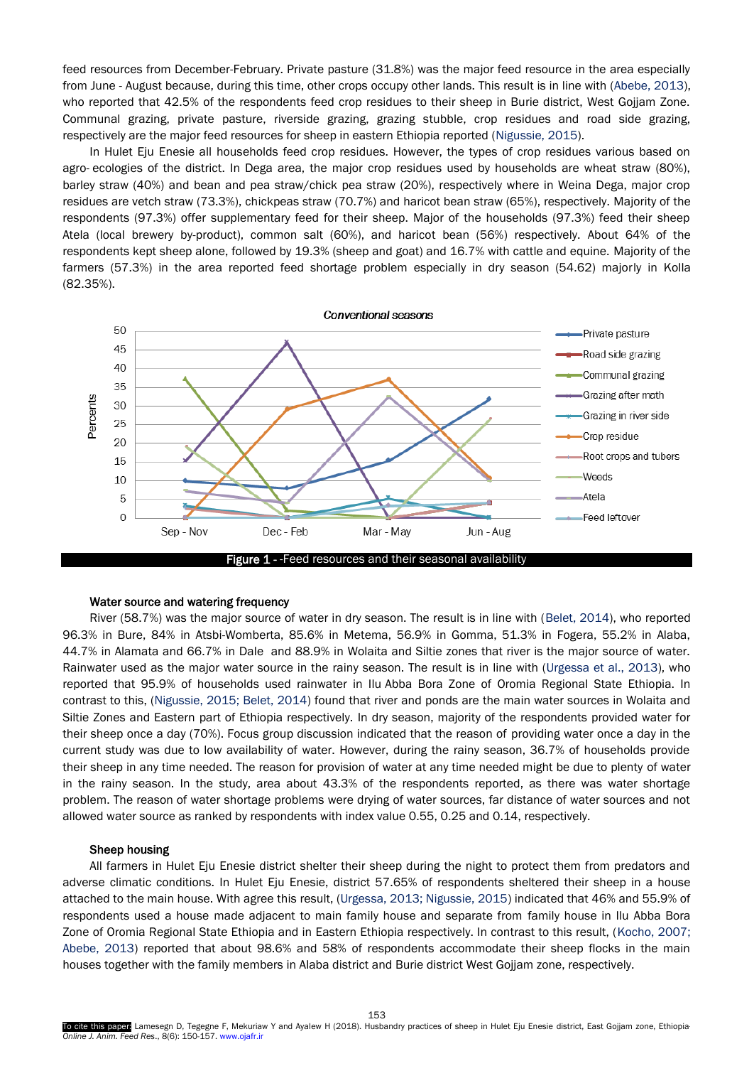feed resources from December-February. Private pasture (31.8%) was the major feed resource in the area especially from June - August because, during this time, other crops occupy other lands. This result is in line with (Abebe, 2013), who reported that 42.5% of the respondents feed crop residues to their sheep in Burie district, West Gojjam Zone. Communal grazing, private pasture, riverside grazing, grazing stubble, crop residues and road side grazing, respectively are the major feed resources for sheep in eastern Ethiopia reported (Nigussie, 2015).

In Hulet Eju Enesie all households feed crop residues. However, the types of crop residues various based on agro- ecologies of the district. In Dega area, the major crop residues used by households are wheat straw (80%), barley straw (40%) and bean and pea straw/chick pea straw (20%), respectively where in Weina Dega, major crop residues are vetch straw (73.3%), chickpeas straw (70.7%) and haricot bean straw (65%), respectively. Majority of the respondents (97.3%) offer supplementary feed for their sheep. Major of the households (97.3%) feed their sheep Atela (local brewery by-product), common salt (60%), and haricot bean (56%) respectively. About 64% of the respondents kept sheep alone, followed by 19.3% (sheep and goat) and 16.7% with cattle and equine. Majority of the farmers (57.3%) in the area reported feed shortage problem especially in dry season (54.62) majorly in Kolla (82.35%).

**Figure 1** - -Feed resources and their seasonal availability

### Water source and watering frequency

River (58.7%) was the major source of water in dry season. The result is in line with (Belet, 2014), who reported 96.3% in Bure, 84% in Atsbi-Womberta, 85.6% in Metema, 56.9% in Gomma, 51.3% in Fogera, 55.2% in Alaba, 44.7% in Alamata and 66.7% in Dale and 88.9% in Wolaita and Siltie zones that river is the major source of water. Rainwater used as the major water source in the rainy season. The result is in line with (Urgessa et al., 2013), who reported that 95.9% of households used rainwater in Ilu Abba Bora Zone of Oromia Regional State Ethiopia. In contrast to this, (Nigussie, 2015; Belet, 2014) found that river and ponds are the main water sources in Wolaita and Siltie Zones and Eastern part of Ethiopia respectively. In dry season, majority of the respondents provided water for their sheep once a day (70%). Focus group discussion indicated that the reason of providing water once a day in the current study was due to low availability of water. However, during the rainy season, 36.7% of households provide their sheep in any time needed. The reason for provision of water at any time needed might be due to plenty of water in the rainy season. In the study, area about 43.3% of the respondents reported, as there was water shortage problem. The reason of water shortage problems were drying of water sources, far distance of water sources and not allowed water source as ranked by respondents with index value 0.55, 0.25 and 0.14, respectively.

### Sheep housing

All farmers in Hulet Eju Enesie district shelter their sheep during the night to protect them from predators and adverse climatic conditions. In Hulet Eju Enesie, district 57.65% of respondents sheltered their sheep in a house attached to the main house. With agree this result, (Urgessa, 2013; Nigussie, 2015) indicated that 46% and 55.9% of respondents used a house made adjacent to main family house and separate from family house in Ilu Abba Bora Zone of Oromia Regional State Ethiopia and in Eastern Ethiopia respectively. In contrast to this result, (Kocho, 2007; Abebe, 2013) reported that about 98.6% and 58% of respondents accommodate their sheep flocks in the main houses together with the family members in Alaba district and Burie district West Gojjam zone, respectively.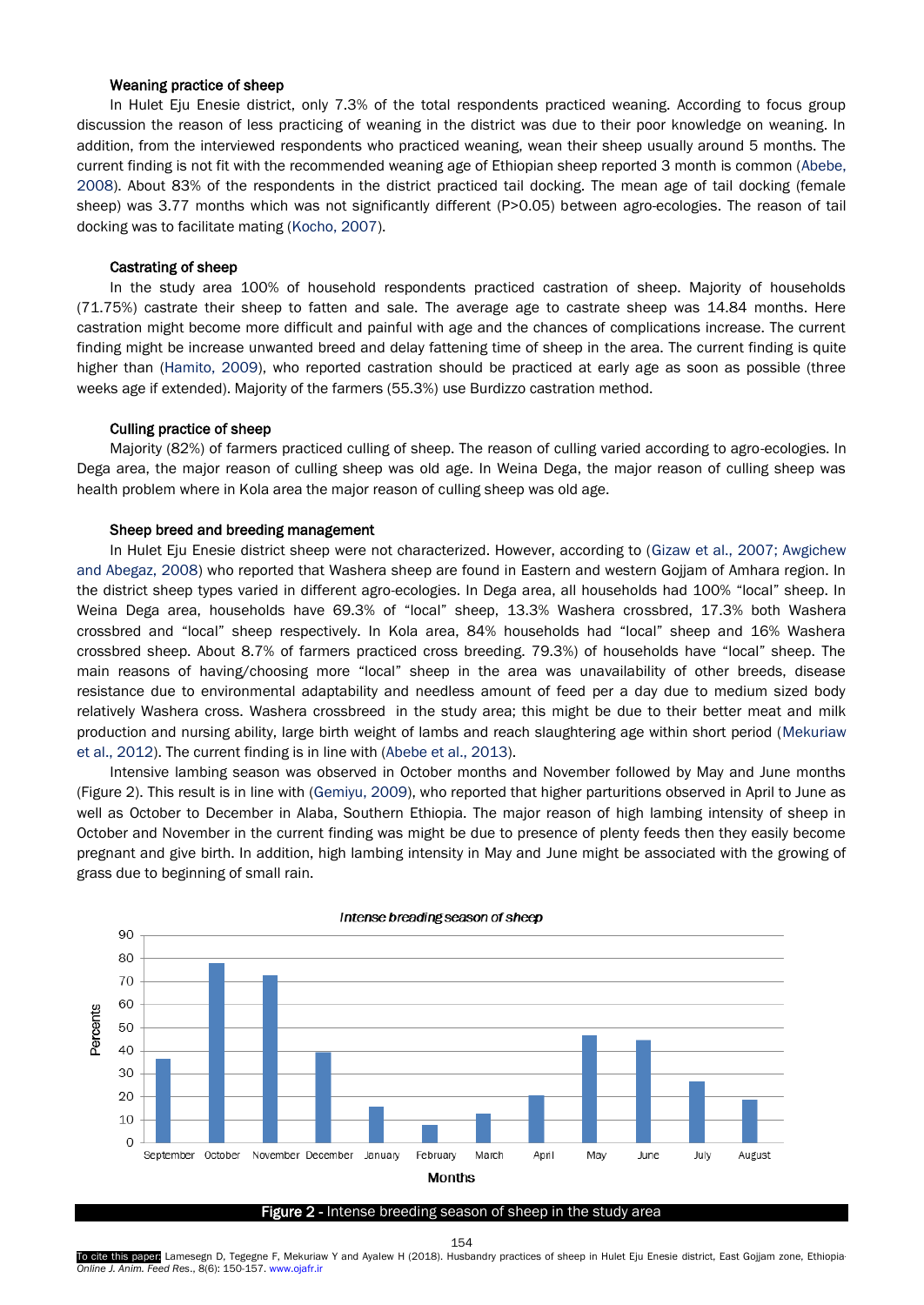### Weaning practice of sheep

In Hulet Eju Enesie district, only 7.3% of the total respondents practiced weaning. According to focus group discussion the reason of less practicing of weaning in the district was due to their poor knowledge on weaning. In addition, from the interviewed respondents who practiced weaning, wean their sheep usually around 5 months. The current finding is not fit with the recommended weaning age of Ethiopian sheep reported 3 month is common (Abebe, 2008). About 83% of the respondents in the district practiced tail docking. The mean age of tail docking (female sheep) was 3.77 months which was not significantly different (P>0.05) between agro-ecologies. The reason of tail docking was to facilitate mating (Kocho, 2007).

### Castrating of sheep

In the study area 100% of household respondents practiced castration of sheep. Majority of households (71.75%) castrate their sheep to fatten and sale. The average age to castrate sheep was 14.84 months. Here castration might become more difficult and painful with age and the chances of complications increase. The current finding might be increase unwanted breed and delay fattening time of sheep in the area. The current finding is quite higher than (Hamito, 2009), who reported castration should be practiced at early age as soon as possible (three weeks age if extended). Majority of the farmers (55.3%) use Burdizzo castration method.

### Culling practice of sheep

Majority (82%) of farmers practiced culling of sheep. The reason of culling varied according to agro-ecologies. In Dega area, the major reason of culling sheep was old age. In Weina Dega, the major reason of culling sheep was health problem where in Kola area the major reason of culling sheep was old age.

### Sheep breed and breeding management

In Hulet Eju Enesie district sheep were not characterized. However, according to (Gizaw et al., 2007; Awgichew and Abegaz, 2008) who reported that Washera sheep are found in Eastern and western Gojjam of Amhara region. In the district sheep types varied in different agro-ecologies. In Dega area, all households had 100% "local" sheep. In Weina Dega area, households have 69.3% of "local" sheep, 13.3% Washera crossbred, 17.3% both Washera crossbred and "local" sheep respectively. In Kola area, 84% households had "local" sheep and 16% Washera crossbred sheep. About 8.7% of farmers practiced cross breeding. 79.3%) of households have "local" sheep. The main reasons of having/choosing more "local" sheep in the area was unavailability of other breeds, disease resistance due to environmental adaptability and needless amount of feed per a day due to medium sized body relatively Washera cross. Washera crossbreed in the study area; this might be due to their better meat and milk production and nursing ability, large birth weight of lambs and reach slaughtering age within short period (Mekuriaw et al., 2012). The current finding is in line with (Abebe et al., 2013).

Intensive lambing season was observed in October months and November followed by May and June months (Figure 2). This result is in line with (Gemiyu, 2009), who reported that higher parturitions observed in April to June as well as October to December in Alaba, Southern Ethiopia. The major reason of high lambing intensity of sheep in October and November in the current finding was might be due to presence of plenty feeds then they easily become pregnant and give birth. In addition, high lambing intensity in May and June might be associated with the growing of grass due to beginning of small rain.

**Figure 2** - Intense breeding season of sheep in the study area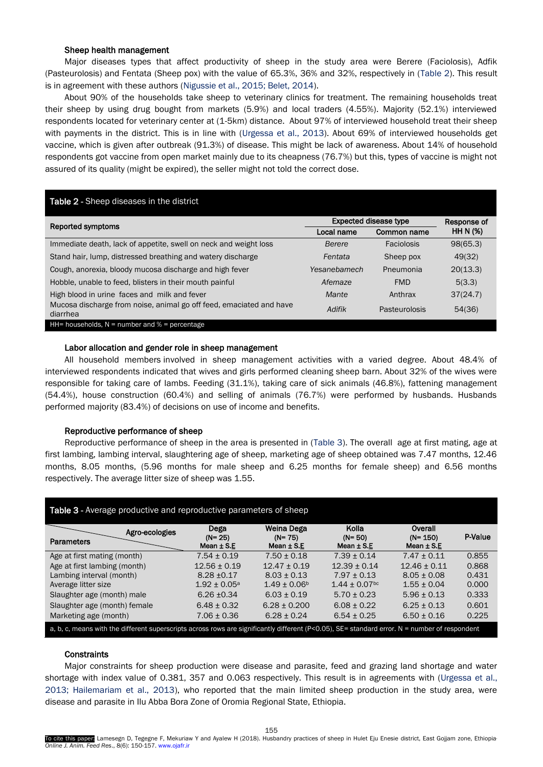### Sheep health management

Major diseases types that affect productivity of sheep in the study area were Berere (Faciolosis), Adfik (Pasteurolosis) and Fentata (Sheep pox) with the value of 65.3%, 36% and 32%, respectively in (Table 2). This result is in agreement with these authors (Nigussie et al., 2015; Belet, 2014).

About 90% of the households take sheep to veterinary clinics for treatment. The remaining households treat their sheep by using drug bought from markets (5.9%) and local traders (4.55%). Majority (52.1%) interviewed respondents located for veterinary center at (1-5km) distance. About 97% of interviewed household treat their sheep with payments in the district. This is in line with (Urgessa et al., 2013). About 69% of interviewed households get vaccine, which is given after outbreak (91.3%) of disease. This might be lack of awareness. About 14% of household respondents got vaccine from open market mainly due to its cheapness (76.7%) but this, types of vaccine is might not assured of its quality (might be expired), the seller might not told the correct dose.

**Table 2** - Sheep diseases in the district

| Reported symptoms | Expected disease type | | Response of HH N (%) |
|---|---|---|---|
| | Local name | Common name | |
| Immediate death, lack of appetite, swell on neck and weight loss | *Berere* | Faciolosis | 98(65.3) |
| Stand hair, lump, distressed breathing and watery discharge | *Fentata* | Sheep pox | 49(32) |
| Cough, anorexia, bloody mucosa discharge and high fever | *Yesanebamech* | Pneumonia | 20(13.3) |
| Hobble, unable to feed, blisters in their mouth painful | *Afemaze* | FMD | 5(3.3) |
| High blood in urine faces and milk and fever | *Mante* | Anthrax | 37(24.7) |
| Mucosa discharge from noise, animal go off feed, emaciated and have diarrhea | *Adifik* | Pasteurolosis | 54(36) |

HH= households, N = number and % = percentage

### Labor allocation and gender role in sheep management

All household members involved in sheep management activities with a varied degree. About 48.4% of interviewed respondents indicated that wives and girls performed cleaning sheep barn. About 32% of the wives were responsible for taking care of lambs. Feeding (31.1%), taking care of sick animals (46.8%), fattening management (54.4%), house construction (60.4%) and selling of animals (76.7%) were performed by husbands. Husbands performed majority (83.4%) of decisions on use of income and benefits.

### Reproductive performance of sheep

Reproductive performance of sheep in the area is presented in (Table 3). The overall age at first mating, age at first lambing, lambing interval, slaughtering age of sheep, marketing age of sheep obtained was 7.47 months, 12.46 months, 8.05 months, (5.96 months for male sheep and 6.25 months for female sheep) and 6.56 months respectively. The average litter size of sheep was 1.55.

**Table 3** - Average productive and reproductive parameters of sheep

| Parameters \ Agro-ecologies | Dega (N= 25) Mean ± S.E | Weina Dega (N= 75) Mean ± S.E | Kolla (N= 50) Mean ± S.E | Overall (N= 150) Mean ± S.E | P-Value |
|---|---|---|---|---|---|
| Age at first mating (month) | 7.54 ± 0.19 | 7.50 ± 0.18 | 7.39 ± 0.14 | 7.47 ± 0.11 | 0.855 |
| Age at first lambing (month) | 12.56 ± 0.19 | 12.47 ± 0.19 | 12.39 ± 0.14 | 12.46 ± 0.11 | 0.868 |
| Lambing interval (month) | 8.28 ±0.17 | 8.03 ± 0.13 | 7.97 ± 0.13 | 8.05 ± 0.08 | 0.431 |
| Average litter size | 1.92 ± 0.05[a] | 1.49 ± 0.06[b] | 1.44 ± 0.07[bc] | 1.55 ± 0.04 | 0.000 |
| Slaughter age (month) male | 6.26 ±0.34 | 6.03 ± 0.19 | 5.70 ± 0.23 | 5.96 ± 0.13 | 0.333 |
| Slaughter age (month) female | 6.48 ± 0.32 | 6.28 ± 0.200 | 6.08 ± 0.22 | 6.25 ± 0.13 | 0.601 |
| Marketing age (month) | 7.06 ± 0.36 | 6.28 ± 0.24 | 6.54 ± 0.25 | 6.50 ± 0.16 | 0.225 |

a, b, c, means with the different superscripts across rows are significantly different ($P<0.05$), SE= standard error. N = number of respondent

### Constraints

Major constraints for sheep production were disease and parasite, feed and grazing land shortage and water shortage with index value of 0.381, 357 and 0.063 respectively. This result is in agreements with (Urgessa et al., 2013; Hailemariam et al., 2013), who reported that the main limited sheep production in the study area, were disease and parasite in Ilu Abba Bora Zone of Oromia Regional State, Ethiopia.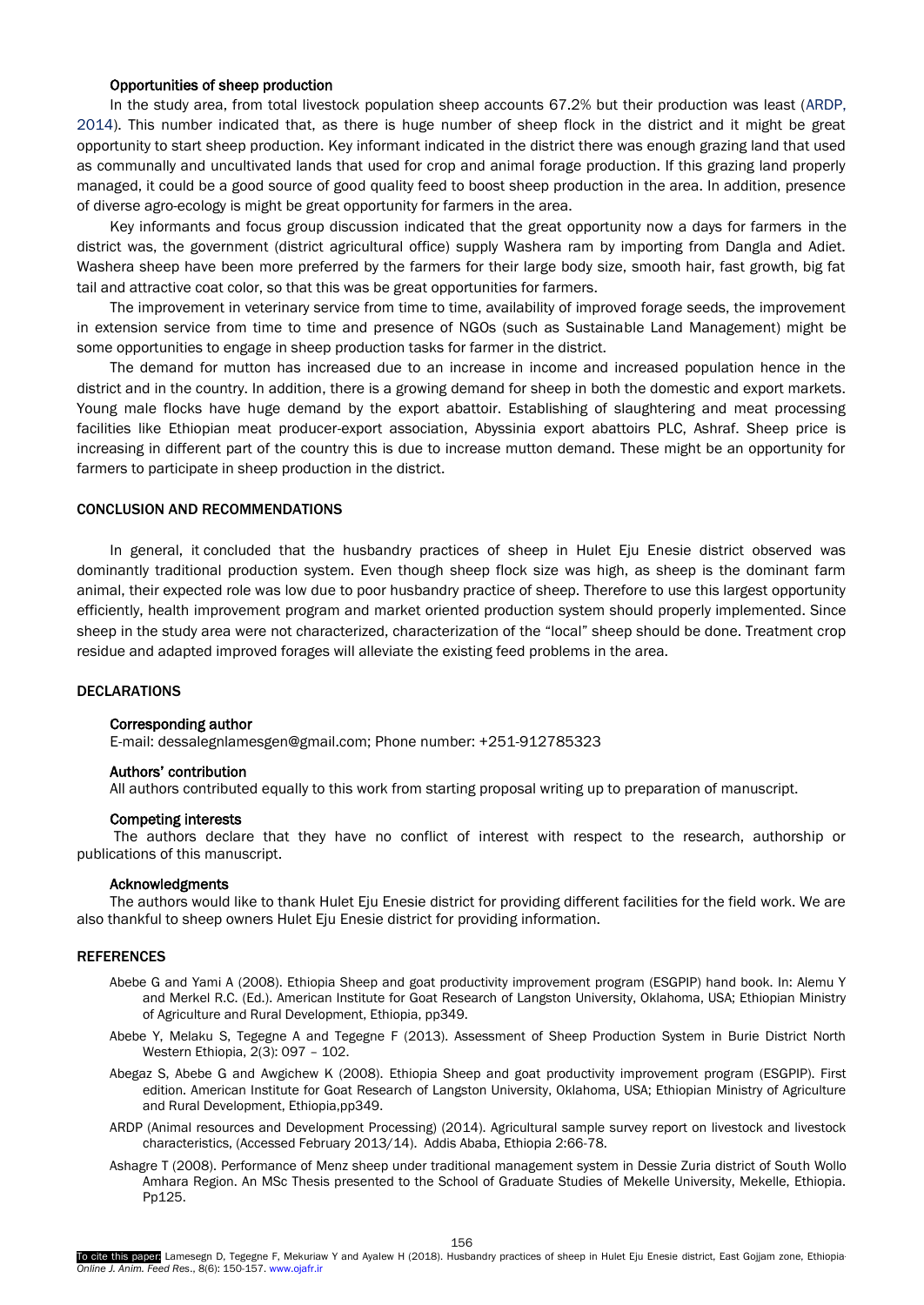### Opportunities of sheep production

In the study area, from total livestock population sheep accounts 67.2% but their production was least (ARDP, 2014). This number indicated that, as there is huge number of sheep flock in the district and it might be great opportunity to start sheep production. Key informant indicated in the district there was enough grazing land that used as communally and uncultivated lands that used for crop and animal forage production. If this grazing land properly managed, it could be a good source of good quality feed to boost sheep production in the area. In addition, presence of diverse agro-ecology is might be great opportunity for farmers in the area.

Key informants and focus group discussion indicated that the great opportunity now a days for farmers in the district was, the government (district agricultural office) supply Washera ram by importing from Dangla and Adiet. Washera sheep have been more preferred by the farmers for their large body size, smooth hair, fast growth, big fat tail and attractive coat color, so that this was be great opportunities for farmers.

The improvement in veterinary service from time to time, availability of improved forage seeds, the improvement in extension service from time to time and presence of NGOs (such as Sustainable Land Management) might be some opportunities to engage in sheep production tasks for farmer in the district.

The demand for mutton has increased due to an increase in income and increased population hence in the district and in the country. In addition, there is a growing demand for sheep in both the domestic and export markets. Young male flocks have huge demand by the export abattoir. Establishing of slaughtering and meat processing facilities like Ethiopian meat producer-export association, Abyssinia export abattoirs PLC, Ashraf. Sheep price is increasing in different part of the country this is due to increase mutton demand. These might be an opportunity for farmers to participate in sheep production in the district.

## CONCLUSION AND RECOMMENDATIONS

In general, it concluded that the husbandry practices of sheep in Hulet Eju Enesie district observed was dominantly traditional production system. Even though sheep flock size was high, as sheep is the dominant farm animal, their expected role was low due to poor husbandry practice of sheep. Therefore to use this largest opportunity efficiently, health improvement program and market oriented production system should properly implemented. Since sheep in the study area were not characterized, characterization of the "local" sheep should be done. Treatment crop residue and adapted improved forages will alleviate the existing feed problems in the area.

## DECLARATIONS

### Corresponding author

E-mail: dessalegnlamesgen@gmail.com; Phone number: +251-912785323

### Authors' contribution

All authors contributed equally to this work from starting proposal writing up to preparation of manuscript.

### Competing interests

The authors declare that they have no conflict of interest with respect to the research, authorship or publications of this manuscript.

### Acknowledgments

The authors would like to thank Hulet Eju Enesie district for providing different facilities for the field work. We are also thankful to sheep owners Hulet Eju Enesie district for providing information.

## REFERENCES

Abebe G and Yami A (2008). Ethiopia Sheep and goat productivity improvement program (ESGPIP) hand book. In: Alemu Y and Merkel R.C. (Ed.). American Institute for Goat Research of Langston University, Oklahoma, USA; Ethiopian Ministry of Agriculture and Rural Development, Ethiopia, pp349.

Abebe Y, Melaku S, Tegegne A and Tegegne F (2013). Assessment of Sheep Production System in Burie District North Western Ethiopia, 2(3): 097 – 102.

Abegaz S, Abebe G and Awgichew K (2008). Ethiopia Sheep and goat productivity improvement program (ESGPIP). First edition. American Institute for Goat Research of Langston University, Oklahoma, USA; Ethiopian Ministry of Agriculture and Rural Development, Ethiopia,pp349.

ARDP (Animal resources and Development Processing) (2014). Agricultural sample survey report on livestock and livestock characteristics, (Accessed February 2013/14). Addis Ababa, Ethiopia 2:66-78.

Ashagre T (2008). Performance of Menz sheep under traditional management system in Dessie Zuria district of South Wollo Amhara Region. An MSc Thesis presented to the School of Graduate Studies of Mekelle University, Mekelle, Ethiopia. Pp125.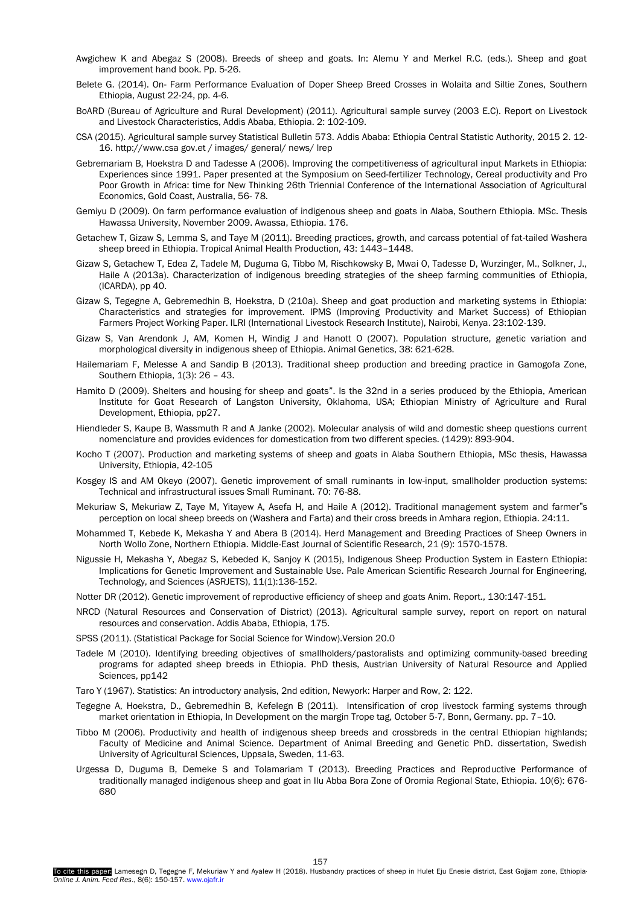Awgichew K and Abegaz S (2008). Breeds of sheep and goats. In: Alemu Y and Merkel R.C. (eds.). Sheep and goat improvement hand book. Pp. 5-26.

Belete G. (2014). On- Farm Performance Evaluation of Doper Sheep Breed Crosses in Wolaita and Siltie Zones, Southern Ethiopia, August 22-24, pp. 4-6.

BoARD (Bureau of Agriculture and Rural Development) (2011). Agricultural sample survey (2003 E.C). Report on Livestock and Livestock Characteristics, Addis Ababa, Ethiopia. 2: 102-109.

CSA (2015). Agricultural sample survey Statistical Bulletin 573. Addis Ababa: Ethiopia Central Statistic Authority, 2015 2. 12-16. http://www.csa gov.et / images/ general/ news/ lrep

Gebremariam B, Hoekstra D and Tadesse A (2006). Improving the competitiveness of agricultural input Markets in Ethiopia: Experiences since 1991. Paper presented at the Symposium on Seed-fertilizer Technology, Cereal productivity and Pro Poor Growth in Africa: time for New Thinking 26th Triennial Conference of the International Association of Agricultural Economics, Gold Coast, Australia, 56- 78.

Gemiyu D (2009). On farm performance evaluation of indigenous sheep and goats in Alaba, Southern Ethiopia. MSc. Thesis Hawassa University, November 2009. Awassa, Ethiopia. 176.

Getachew T, Gizaw S, Lemma S, and Taye M (2011). Breeding practices, growth, and carcass potential of fat-tailed Washera sheep breed in Ethiopia. Tropical Animal Health Production, 43: 1443–1448.

Gizaw S, Getachew T, Edea Z, Tadele M, Duguma G, Tibbo M, Rischkowsky B, Mwai O, Tadesse D, Wurzinger, M., Solkner, J., Haile A (2013a). Characterization of indigenous breeding strategies of the sheep farming communities of Ethiopia, (ICARDA), pp 40.

Gizaw S, Tegegne A, Gebremedhin B, Hoekstra, D (210a). Sheep and goat production and marketing systems in Ethiopia: Characteristics and strategies for improvement. IPMS (Improving Productivity and Market Success) of Ethiopian Farmers Project Working Paper. ILRI (International Livestock Research Institute), Nairobi, Kenya. 23:102-139.

Gizaw S, Van Arendonk J, AM, Komen H, Windig J and Hanott O (2007). Population structure, genetic variation and morphological diversity in indigenous sheep of Ethiopia. Animal Genetics, 38: 621-628.

Hailemariam F, Melesse A and Sandip B (2013). Traditional sheep production and breeding practice in Gamogofa Zone, Southern Ethiopia, 1(3): 26 – 43.

Hamito D (2009). Shelters and housing for sheep and goats". Is the 32nd in a series produced by the Ethiopia, American Institute for Goat Research of Langston University, Oklahoma, USA; Ethiopian Ministry of Agriculture and Rural Development, Ethiopia, pp27.

Hiendleder S, Kaupe B, Wassmuth R and A Janke (2002). Molecular analysis of wild and domestic sheep questions current nomenclature and provides evidences for domestication from two different species. (1429): 893-904.

Kocho T (2007). Production and marketing systems of sheep and goats in Alaba Southern Ethiopia, MSc thesis, Hawassa University, Ethiopia, 42-105

Kosgey IS and AM Okeyo (2007). Genetic improvement of small ruminants in low-input, smallholder production systems: Technical and infrastructural issues Small Ruminant. 70: 76-88.

Mekuriaw S, Mekuriaw Z, Taye M, Yitayew A, Asefa H, and Haile A (2012). Traditional management system and farmer"s perception on local sheep breeds on (Washera and Farta) and their cross breeds in Amhara region, Ethiopia. 24:11.

Mohammed T, Kebede K, Mekasha Y and Abera B (2014). Herd Management and Breeding Practices of Sheep Owners in North Wollo Zone, Northern Ethiopia. Middle-East Journal of Scientific Research, 21 (9): 1570-1578.

Nigussie H, Mekasha Y, Abegaz S, Kebeded K, Sanjoy K (2015), Indigenous Sheep Production System in Eastern Ethiopia: Implications for Genetic Improvement and Sustainable Use. Pale American Scientific Research Journal for Engineering, Technology, and Sciences (ASRJETS), 11(1):136-152.

Notter DR (2012). Genetic improvement of reproductive efficiency of sheep and goats Anim. Report., 130:147-151.

NRCD (Natural Resources and Conservation of District) (2013). Agricultural sample survey, report on report on natural resources and conservation. Addis Ababa, Ethiopia, 175.

SPSS (2011). (Statistical Package for Social Science for Window).Version 20.0

Tadele M (2010). Identifying breeding objectives of smallholders/pastoralists and optimizing community-based breeding programs for adapted sheep breeds in Ethiopia. PhD thesis, Austrian University of Natural Resource and Applied Sciences, pp142

Taro Y (1967). Statistics: An introductory analysis, 2nd edition, Newyork: Harper and Row, 2: 122.

Tegegne A, Hoekstra, D., Gebremedhin B, Kefelegn B (2011). Intensification of crop livestock farming systems through market orientation in Ethiopia, In Development on the margin Trope tag, October 5-7, Bonn, Germany. pp. 7–10.

Tibbo M (2006). Productivity and health of indigenous sheep breeds and crossbreds in the central Ethiopian highlands; Faculty of Medicine and Animal Science. Department of Animal Breeding and Genetic PhD. dissertation, Swedish University of Agricultural Sciences, Uppsala, Sweden, 11-63.

Urgessa D, Duguma B, Demeke S and Tolamariam T (2013). Breeding Practices and Reproductive Performance of traditionally managed indigenous sheep and goat in Ilu Abba Bora Zone of Oromia Regional State, Ethiopia. 10(6): 676-680